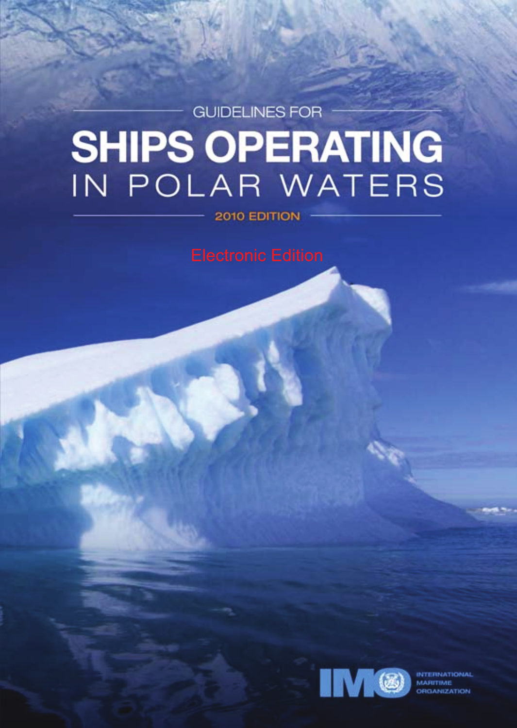GUIDELINES FOR

# SHIPS OPERATING IN POLAR WATERS

2010 EDITION

Electronic Edition

INTERNATIONAL MARITIME ORGANIZATION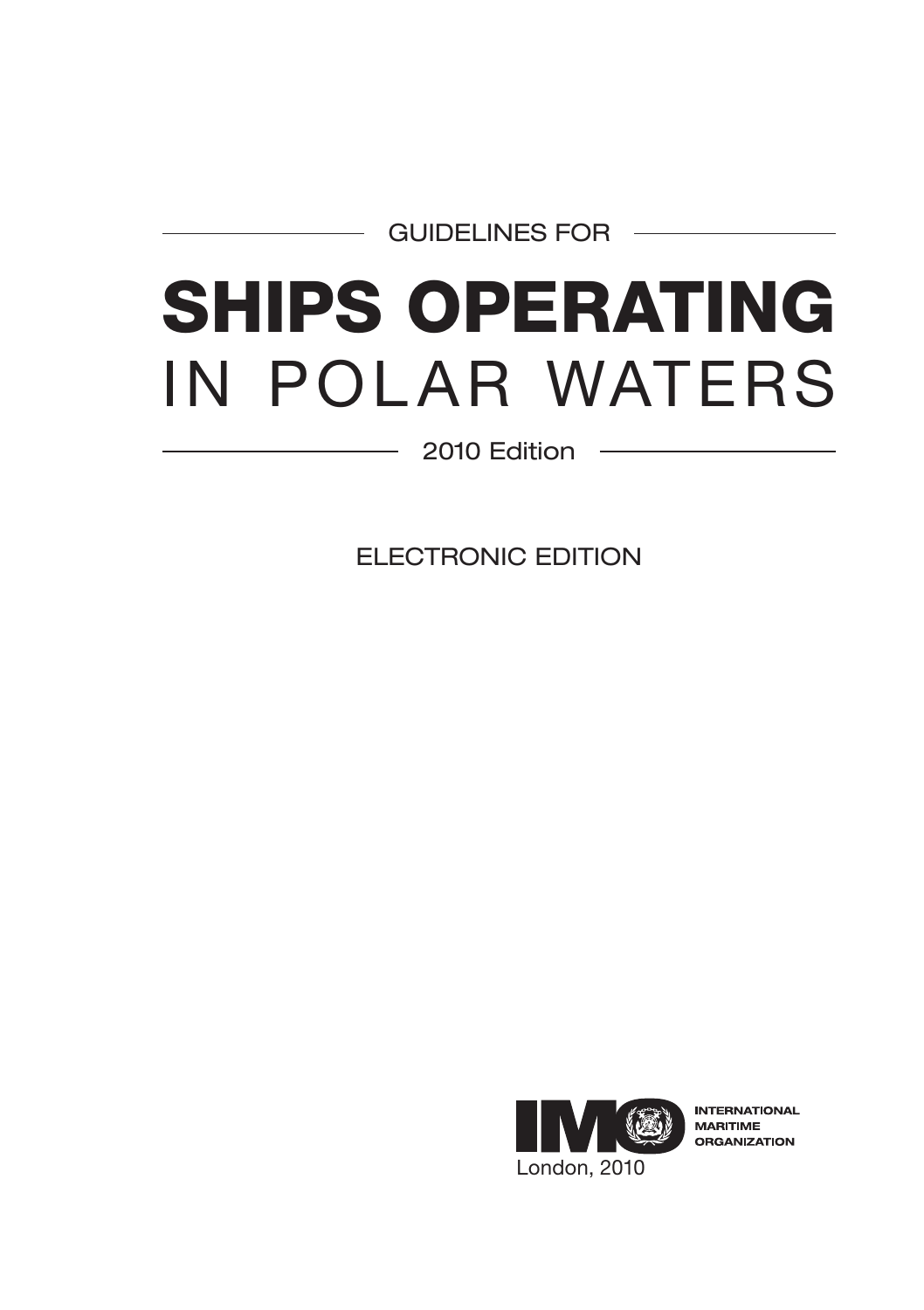GUIDELINES FOR

# SHIPS OPERATING IN POLAR WATERS

2010 Edition

ELECTRONIC EDITION

INTERNATIONAL MARITIME ORGANIZATION

London, 2010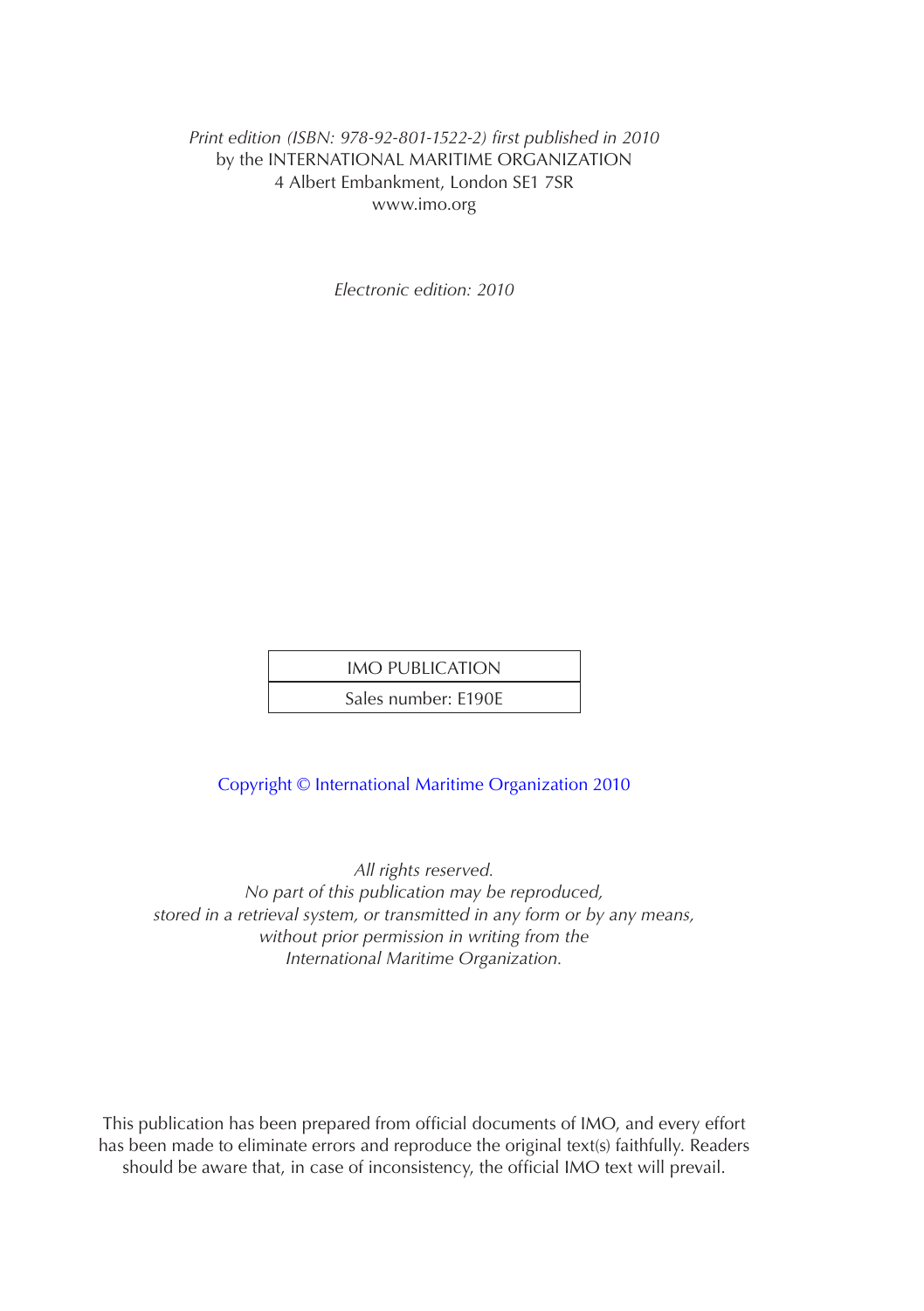*Print edition (ISBN: 978-92-801-1522-2) first published in 2010*
by the INTERNATIONAL MARITIME ORGANIZATION
4 Albert Embankment, London SE1 7SR
www.imo.org

*Electronic edition: 2010*

| IMO PUBLICATION |
| --- |
| Sales number: E190E |

Copyright © International Maritime Organization 2010

*All rights reserved.*
*No part of this publication may be reproduced,*
*stored in a retrieval system, or transmitted in any form or by any means,*
*without prior permission in writing from the*
*International Maritime Organization.*

This publication has been prepared from official documents of IMO, and every effort has been made to eliminate errors and reproduce the original text(s) faithfully. Readers should be aware that, in case of inconsistency, the official IMO text will prevail.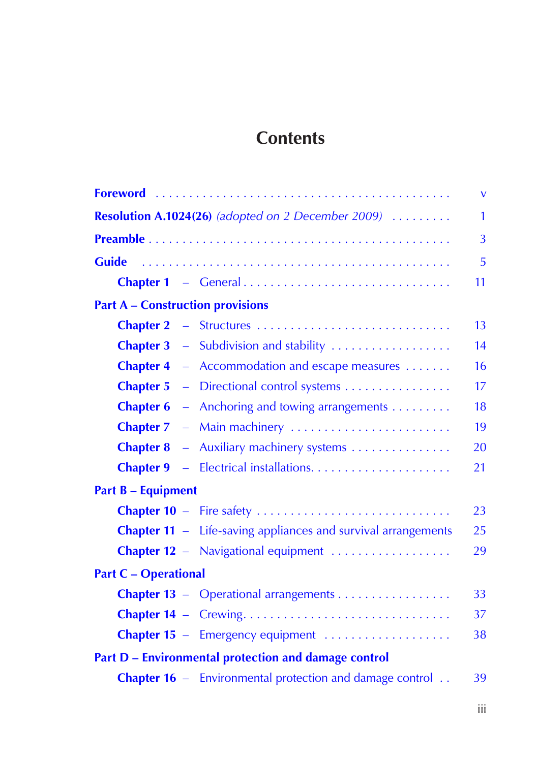# Contents

| | |
|---|---|
| **Foreword** | v |
| **Resolution A.1024(26)** *(adopted on 2 December 2009)* | 1 |
| **Preamble** | 3 |
| **Guide** | 5 |
| **Chapter 1** – General | 11 |
| **Part A – Construction provisions** | |
| **Chapter 2** – Structures | 13 |
| **Chapter 3** – Subdivision and stability | 14 |
| **Chapter 4** – Accommodation and escape measures | 16 |
| **Chapter 5** – Directional control systems | 17 |
| **Chapter 6** – Anchoring and towing arrangements | 18 |
| **Chapter 7** – Main machinery | 19 |
| **Chapter 8** – Auxiliary machinery systems | 20 |
| **Chapter 9** – Electrical installations | 21 |
| **Part B – Equipment** | |
| **Chapter 10** – Fire safety | 23 |
| **Chapter 11** – Life-saving appliances and survival arrangements | 25 |
| **Chapter 12** – Navigational equipment | 29 |
| **Part C – Operational** | |
| **Chapter 13** – Operational arrangements | 33 |
| **Chapter 14** – Crewing | 37 |
| **Chapter 15** – Emergency equipment | 38 |
| **Part D – Environmental protection and damage control** | |
| **Chapter 16** – Environmental protection and damage control | 39 |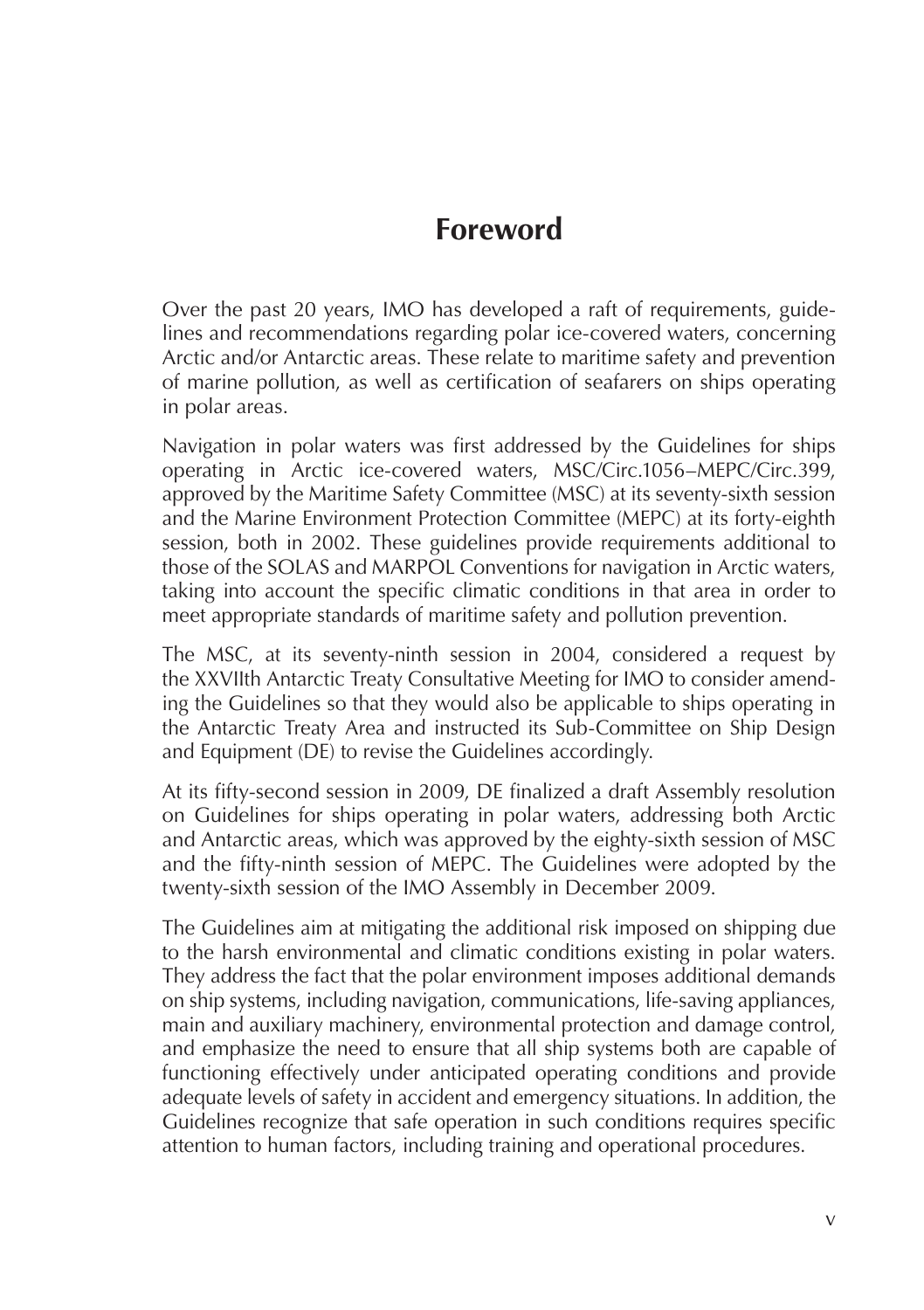# Foreword

Over the past 20 years, IMO has developed a raft of requirements, guidelines and recommendations regarding polar ice-covered waters, concerning Arctic and/or Antarctic areas. These relate to maritime safety and prevention of marine pollution, as well as certification of seafarers on ships operating in polar areas.

Navigation in polar waters was first addressed by the Guidelines for ships operating in Arctic ice-covered waters, MSC/Circ.1056–MEPC/Circ.399, approved by the Maritime Safety Committee (MSC) at its seventy-sixth session and the Marine Environment Protection Committee (MEPC) at its forty-eighth session, both in 2002. These guidelines provide requirements additional to those of the SOLAS and MARPOL Conventions for navigation in Arctic waters, taking into account the specific climatic conditions in that area in order to meet appropriate standards of maritime safety and pollution prevention.

The MSC, at its seventy-ninth session in 2004, considered a request by the XXVIIth Antarctic Treaty Consultative Meeting for IMO to consider amending the Guidelines so that they would also be applicable to ships operating in the Antarctic Treaty Area and instructed its Sub-Committee on Ship Design and Equipment (DE) to revise the Guidelines accordingly.

At its fifty-second session in 2009, DE finalized a draft Assembly resolution on Guidelines for ships operating in polar waters, addressing both Arctic and Antarctic areas, which was approved by the eighty-sixth session of MSC and the fifty-ninth session of MEPC. The Guidelines were adopted by the twenty-sixth session of the IMO Assembly in December 2009.

The Guidelines aim at mitigating the additional risk imposed on shipping due to the harsh environmental and climatic conditions existing in polar waters. They address the fact that the polar environment imposes additional demands on ship systems, including navigation, communications, life-saving appliances, main and auxiliary machinery, environmental protection and damage control, and emphasize the need to ensure that all ship systems both are capable of functioning effectively under anticipated operating conditions and provide adequate levels of safety in accident and emergency situations. In addition, the Guidelines recognize that safe operation in such conditions requires specific attention to human factors, including training and operational procedures.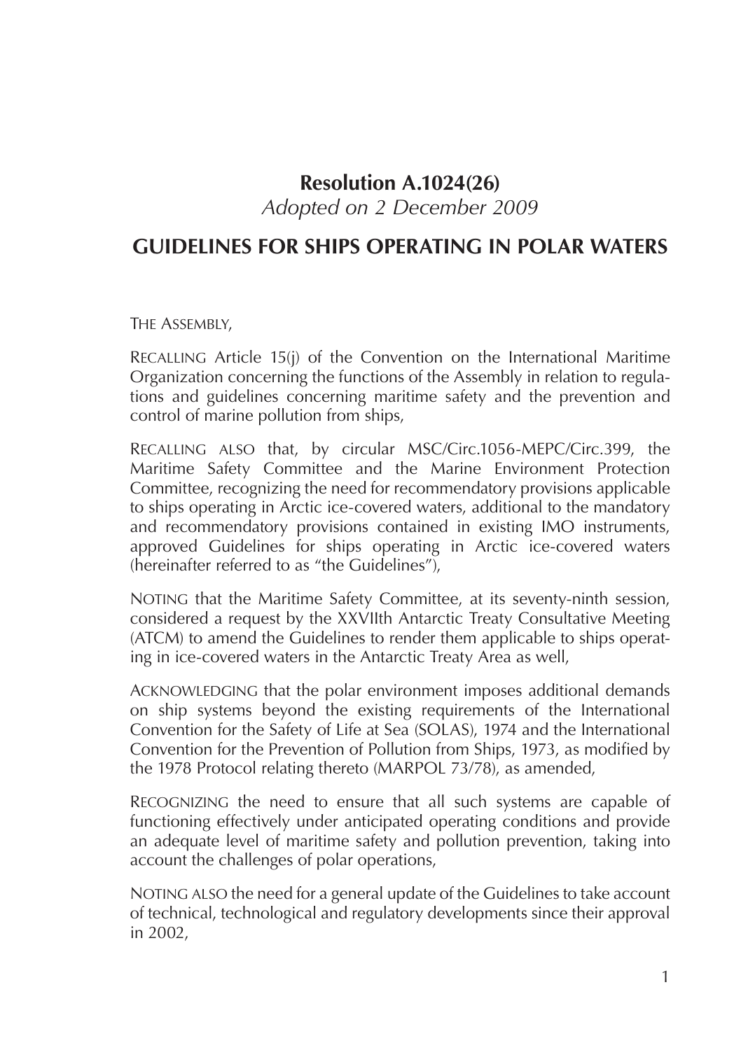# Resolution A.1024(26)

*Adopted on 2 December 2009*

## GUIDELINES FOR SHIPS OPERATING IN POLAR WATERS

THE ASSEMBLY,

RECALLING Article 15(j) of the Convention on the International Maritime Organization concerning the functions of the Assembly in relation to regulations and guidelines concerning maritime safety and the prevention and control of marine pollution from ships,

RECALLING ALSO that, by circular MSC/Circ.1056-MEPC/Circ.399, the Maritime Safety Committee and the Marine Environment Protection Committee, recognizing the need for recommendatory provisions applicable to ships operating in Arctic ice-covered waters, additional to the mandatory and recommendatory provisions contained in existing IMO instruments, approved Guidelines for ships operating in Arctic ice-covered waters (hereinafter referred to as "the Guidelines"),

NOTING that the Maritime Safety Committee, at its seventy-ninth session, considered a request by the XXVIIth Antarctic Treaty Consultative Meeting (ATCM) to amend the Guidelines to render them applicable to ships operating in ice-covered waters in the Antarctic Treaty Area as well,

ACKNOWLEDGING that the polar environment imposes additional demands on ship systems beyond the existing requirements of the International Convention for the Safety of Life at Sea (SOLAS), 1974 and the International Convention for the Prevention of Pollution from Ships, 1973, as modified by the 1978 Protocol relating thereto (MARPOL 73/78), as amended,

RECOGNIZING the need to ensure that all such systems are capable of functioning effectively under anticipated operating conditions and provide an adequate level of maritime safety and pollution prevention, taking into account the challenges of polar operations,

NOTING ALSO the need for a general update of the Guidelines to take account of technical, technological and regulatory developments since their approval in 2002,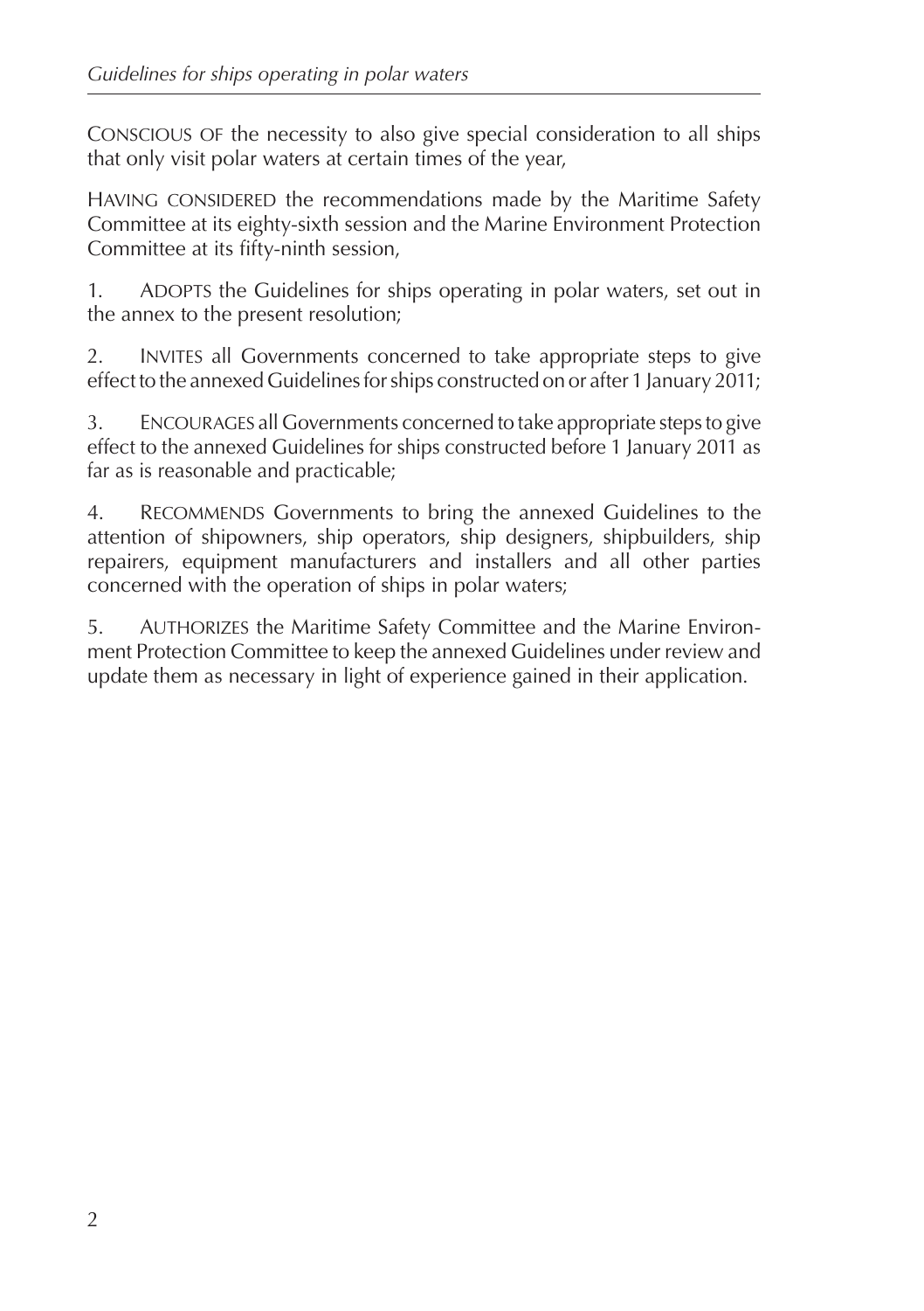CONSCIOUS OF the necessity to also give special consideration to all ships that only visit polar waters at certain times of the year,

HAVING CONSIDERED the recommendations made by the Maritime Safety Committee at its eighty-sixth session and the Marine Environment Protection Committee at its fifty-ninth session,

1. ADOPTS the Guidelines for ships operating in polar waters, set out in the annex to the present resolution;

2. INVITES all Governments concerned to take appropriate steps to give effect to the annexed Guidelines for ships constructed on or after 1 January 2011;

3. ENCOURAGES all Governments concerned to take appropriate steps to give effect to the annexed Guidelines for ships constructed before 1 January 2011 as far as is reasonable and practicable;

4. RECOMMENDS Governments to bring the annexed Guidelines to the attention of shipowners, ship operators, ship designers, shipbuilders, ship repairers, equipment manufacturers and installers and all other parties concerned with the operation of ships in polar waters;

5. AUTHORIZES the Maritime Safety Committee and the Marine Environment Protection Committee to keep the annexed Guidelines under review and update them as necessary in light of experience gained in their application.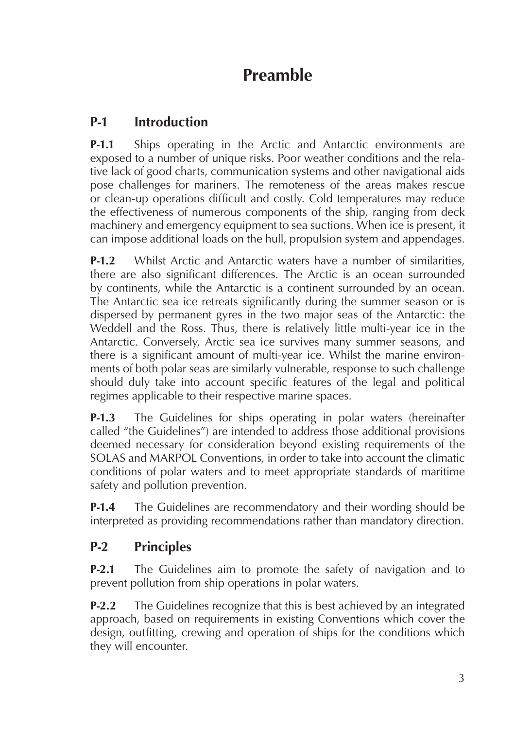# Preamble

## P-1 Introduction

**P-1.1** Ships operating in the Arctic and Antarctic environments are exposed to a number of unique risks. Poor weather conditions and the relative lack of good charts, communication systems and other navigational aids pose challenges for mariners. The remoteness of the areas makes rescue or clean-up operations difficult and costly. Cold temperatures may reduce the effectiveness of numerous components of the ship, ranging from deck machinery and emergency equipment to sea suctions. When ice is present, it can impose additional loads on the hull, propulsion system and appendages.

**P-1.2** Whilst Arctic and Antarctic waters have a number of similarities, there are also significant differences. The Arctic is an ocean surrounded by continents, while the Antarctic is a continent surrounded by an ocean. The Antarctic sea ice retreats significantly during the summer season or is dispersed by permanent gyres in the two major seas of the Antarctic: the Weddell and the Ross. Thus, there is relatively little multi-year ice in the Antarctic. Conversely, Arctic sea ice survives many summer seasons, and there is a significant amount of multi-year ice. Whilst the marine environments of both polar seas are similarly vulnerable, response to such challenge should duly take into account specific features of the legal and political regimes applicable to their respective marine spaces.

**P-1.3** The Guidelines for ships operating in polar waters (hereinafter called "the Guidelines") are intended to address those additional provisions deemed necessary for consideration beyond existing requirements of the SOLAS and MARPOL Conventions, in order to take into account the climatic conditions of polar waters and to meet appropriate standards of maritime safety and pollution prevention.

**P-1.4** The Guidelines are recommendatory and their wording should be interpreted as providing recommendations rather than mandatory direction.

## P-2 Principles

**P-2.1** The Guidelines aim to promote the safety of navigation and to prevent pollution from ship operations in polar waters.

**P-2.2** The Guidelines recognize that this is best achieved by an integrated approach, based on requirements in existing Conventions which cover the design, outfitting, crewing and operation of ships for the conditions which they will encounter.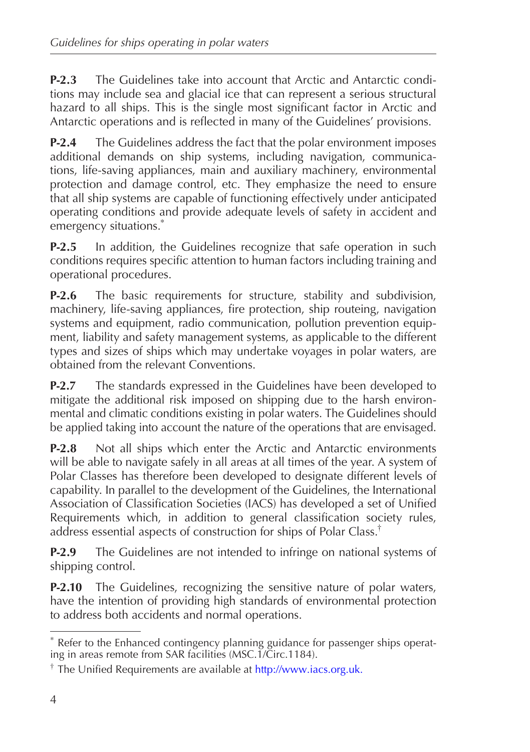**P-2.3** The Guidelines take into account that Arctic and Antarctic conditions may include sea and glacial ice that can represent a serious structural hazard to all ships. This is the single most significant factor in Arctic and Antarctic operations and is reflected in many of the Guidelines' provisions.

**P-2.4** The Guidelines address the fact that the polar environment imposes additional demands on ship systems, including navigation, communications, life-saving appliances, main and auxiliary machinery, environmental protection and damage control, etc. They emphasize the need to ensure that all ship systems are capable of functioning effectively under anticipated operating conditions and provide adequate levels of safety in accident and emergency situations.*

**P-2.5** In addition, the Guidelines recognize that safe operation in such conditions requires specific attention to human factors including training and operational procedures.

**P-2.6** The basic requirements for structure, stability and subdivision, machinery, life-saving appliances, fire protection, ship routeing, navigation systems and equipment, radio communication, pollution prevention equipment, liability and safety management systems, as applicable to the different types and sizes of ships which may undertake voyages in polar waters, are obtained from the relevant Conventions.

**P-2.7** The standards expressed in the Guidelines have been developed to mitigate the additional risk imposed on shipping due to the harsh environmental and climatic conditions existing in polar waters. The Guidelines should be applied taking into account the nature of the operations that are envisaged.

**P-2.8** Not all ships which enter the Arctic and Antarctic environments will be able to navigate safely in all areas at all times of the year. A system of Polar Classes has therefore been developed to designate different levels of capability. In parallel to the development of the Guidelines, the International Association of Classification Societies (IACS) has developed a set of Unified Requirements which, in addition to general classification society rules, address essential aspects of construction for ships of Polar Class.†

**P-2.9** The Guidelines are not intended to infringe on national systems of shipping control.

**P-2.10** The Guidelines, recognizing the sensitive nature of polar waters, have the intention of providing high standards of environmental protection to address both accidents and normal operations.

---

\* Refer to the Enhanced contingency planning guidance for passenger ships operating in areas remote from SAR facilities (MSC.1/Circ.1184).

† The Unified Requirements are available at http://www.iacs.org.uk.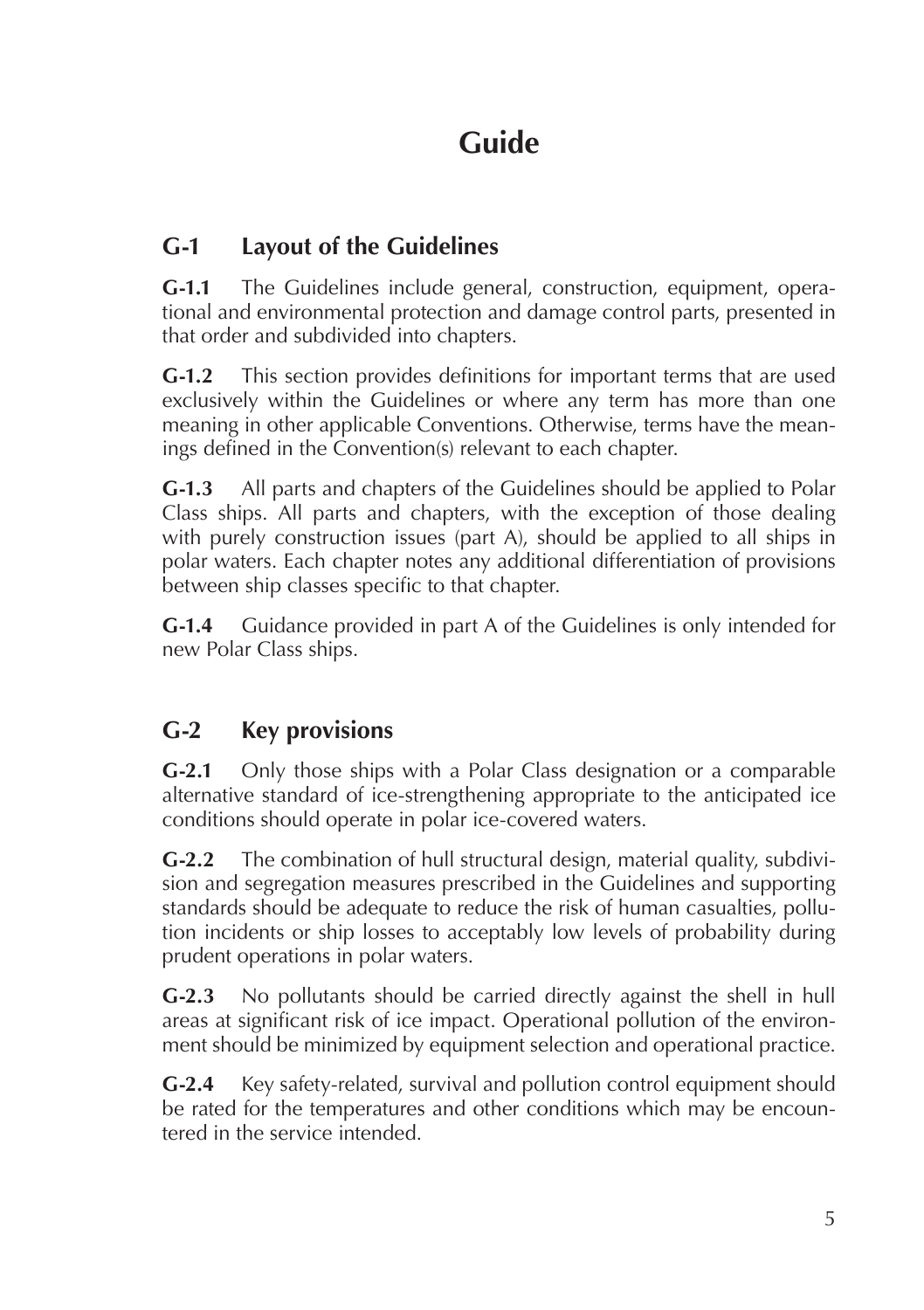# Guide

## G-1 Layout of the Guidelines

**G-1.1** The Guidelines include general, construction, equipment, operational and environmental protection and damage control parts, presented in that order and subdivided into chapters.

**G-1.2** This section provides definitions for important terms that are used exclusively within the Guidelines or where any term has more than one meaning in other applicable Conventions. Otherwise, terms have the meanings defined in the Convention(s) relevant to each chapter.

**G-1.3** All parts and chapters of the Guidelines should be applied to Polar Class ships. All parts and chapters, with the exception of those dealing with purely construction issues (part A), should be applied to all ships in polar waters. Each chapter notes any additional differentiation of provisions between ship classes specific to that chapter.

**G-1.4** Guidance provided in part A of the Guidelines is only intended for new Polar Class ships.

## G-2 Key provisions

**G-2.1** Only those ships with a Polar Class designation or a comparable alternative standard of ice-strengthening appropriate to the anticipated ice conditions should operate in polar ice-covered waters.

**G-2.2** The combination of hull structural design, material quality, subdivision and segregation measures prescribed in the Guidelines and supporting standards should be adequate to reduce the risk of human casualties, pollution incidents or ship losses to acceptably low levels of probability during prudent operations in polar waters.

**G-2.3** No pollutants should be carried directly against the shell in hull areas at significant risk of ice impact. Operational pollution of the environment should be minimized by equipment selection and operational practice.

**G-2.4** Key safety-related, survival and pollution control equipment should be rated for the temperatures and other conditions which may be encountered in the service intended.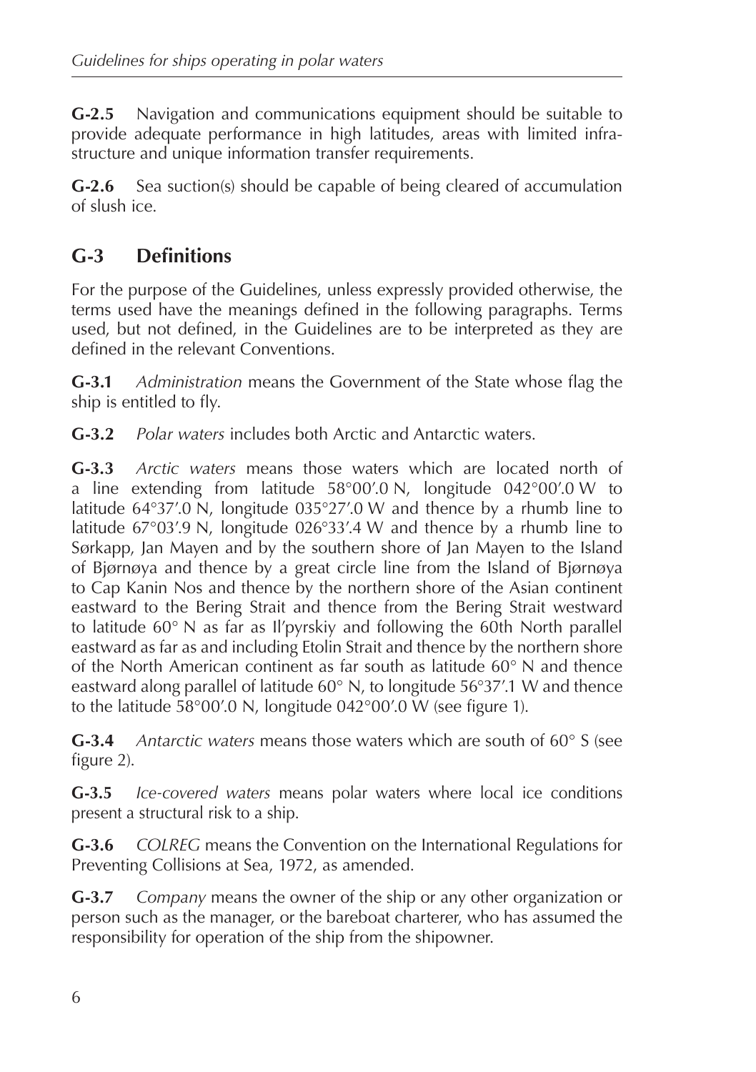**G-2.5** Navigation and communications equipment should be suitable to provide adequate performance in high latitudes, areas with limited infrastructure and unique information transfer requirements.

**G-2.6** Sea suction(s) should be capable of being cleared of accumulation of slush ice.

## G-3 Definitions

For the purpose of the Guidelines, unless expressly provided otherwise, the terms used have the meanings defined in the following paragraphs. Terms used, but not defined, in the Guidelines are to be interpreted as they are defined in the relevant Conventions.

**G-3.1** *Administration* means the Government of the State whose flag the ship is entitled to fly.

**G-3.2** *Polar waters* includes both Arctic and Antarctic waters.

**G-3.3** *Arctic waters* means those waters which are located north of a line extending from latitude 58°00′.0 N, longitude 042°00′.0 W to latitude 64°37′.0 N, longitude 035°27′.0 W and thence by a rhumb line to latitude 67°03′.9 N, longitude 026°33′.4 W and thence by a rhumb line to Sørkapp, Jan Mayen and by the southern shore of Jan Mayen to the Island of Bjørnøya and thence by a great circle line from the Island of Bjørnøya to Cap Kanin Nos and thence by the northern shore of the Asian continent eastward to the Bering Strait and thence from the Bering Strait westward to latitude 60° N as far as Il'pyrskiy and following the 60th North parallel eastward as far as and including Etolin Strait and thence by the northern shore of the North American continent as far south as latitude 60° N and thence eastward along parallel of latitude 60° N, to longitude 56°37′.1 W and thence to the latitude 58°00′.0 N, longitude 042°00′.0 W (see figure 1).

**G-3.4** *Antarctic waters* means those waters which are south of 60° S (see figure 2).

**G-3.5** *Ice-covered waters* means polar waters where local ice conditions present a structural risk to a ship.

**G-3.6** *COLREG* means the Convention on the International Regulations for Preventing Collisions at Sea, 1972, as amended.

**G-3.7** *Company* means the owner of the ship or any other organization or person such as the manager, or the bareboat charterer, who has assumed the responsibility for operation of the ship from the shipowner.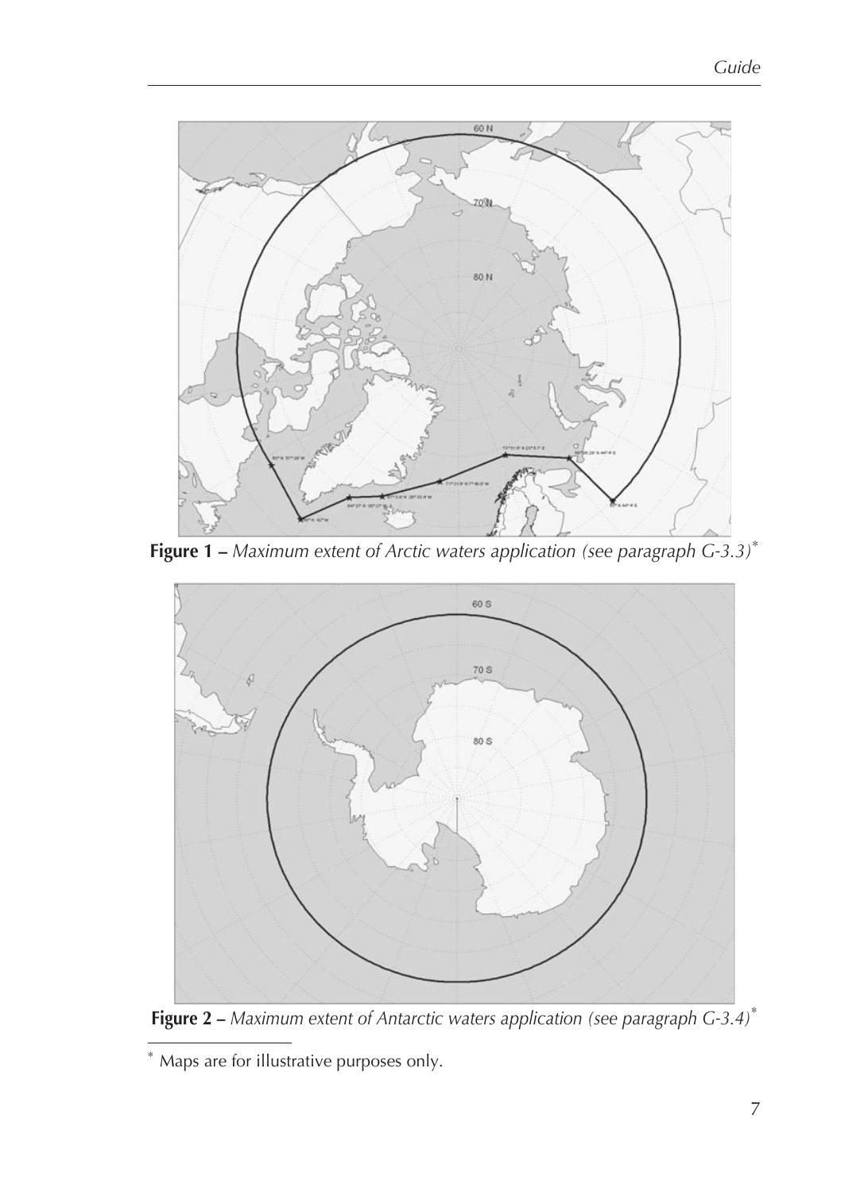**Figure 1 –** *Maximum extent of Arctic waters application (see paragraph G-3.3)*[*]

**Figure 2 –** *Maximum extent of Antarctic waters application (see paragraph G-3.4)*[*]

[*] Maps are for illustrative purposes only.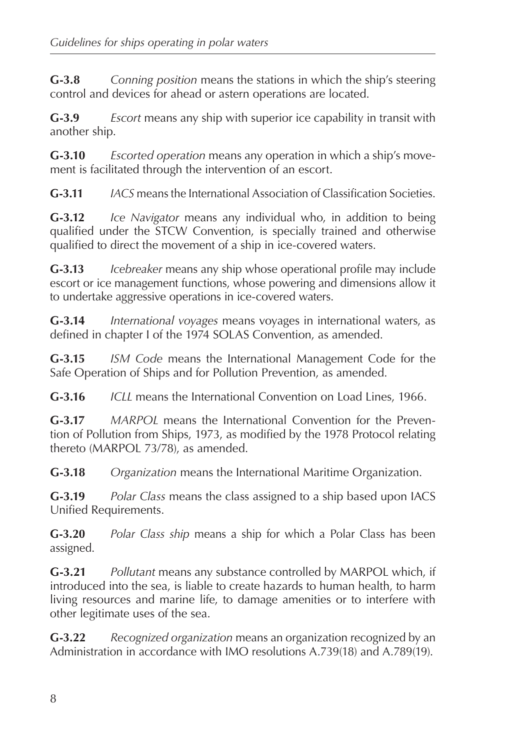**G-3.8** *Conning position* means the stations in which the ship's steering control and devices for ahead or astern operations are located.

**G-3.9** *Escort* means any ship with superior ice capability in transit with another ship.

**G-3.10** *Escorted operation* means any operation in which a ship's movement is facilitated through the intervention of an escort.

**G-3.11** *IACS* means the International Association of Classification Societies.

**G-3.12** *Ice Navigator* means any individual who, in addition to being qualified under the STCW Convention, is specially trained and otherwise qualified to direct the movement of a ship in ice-covered waters.

**G-3.13** *Icebreaker* means any ship whose operational profile may include escort or ice management functions, whose powering and dimensions allow it to undertake aggressive operations in ice-covered waters.

**G-3.14** *International voyages* means voyages in international waters, as defined in chapter I of the 1974 SOLAS Convention, as amended.

**G-3.15** *ISM Code* means the International Management Code for the Safe Operation of Ships and for Pollution Prevention, as amended.

**G-3.16** *ICLL* means the International Convention on Load Lines, 1966.

**G-3.17** *MARPOL* means the International Convention for the Prevention of Pollution from Ships, 1973, as modified by the 1978 Protocol relating thereto (MARPOL 73/78), as amended.

**G-3.18** *Organization* means the International Maritime Organization.

**G-3.19** *Polar Class* means the class assigned to a ship based upon IACS Unified Requirements.

**G-3.20** *Polar Class ship* means a ship for which a Polar Class has been assigned.

**G-3.21** *Pollutant* means any substance controlled by MARPOL which, if introduced into the sea, is liable to create hazards to human health, to harm living resources and marine life, to damage amenities or to interfere with other legitimate uses of the sea.

**G-3.22** *Recognized organization* means an organization recognized by an Administration in accordance with IMO resolutions A.739(18) and A.789(19).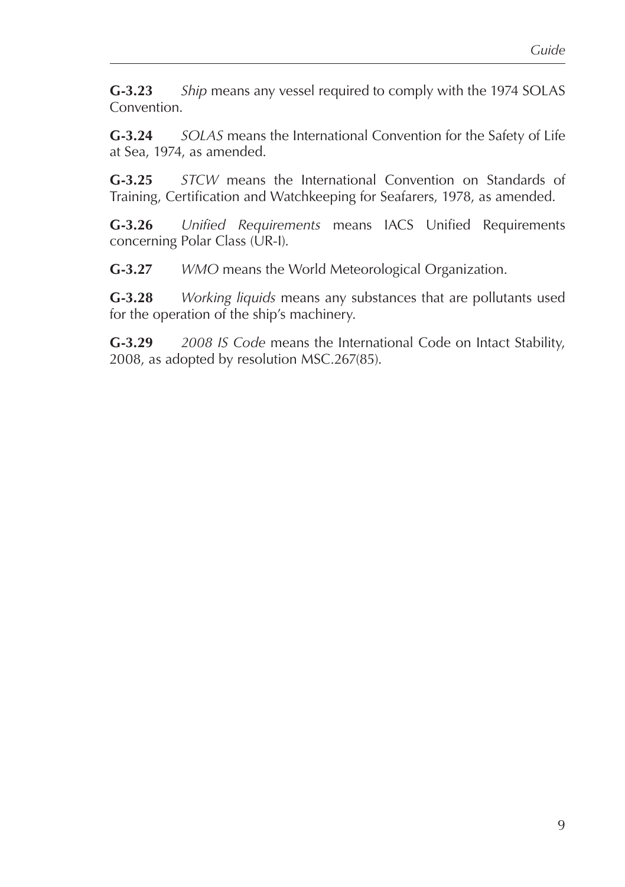**G-3.23** *Ship* means any vessel required to comply with the 1974 SOLAS Convention.

**G-3.24** *SOLAS* means the International Convention for the Safety of Life at Sea, 1974, as amended.

**G-3.25** *STCW* means the International Convention on Standards of Training, Certification and Watchkeeping for Seafarers, 1978, as amended.

**G-3.26** *Unified Requirements* means IACS Unified Requirements concerning Polar Class (UR-I).

**G-3.27** *WMO* means the World Meteorological Organization.

**G-3.28** *Working liquids* means any substances that are pollutants used for the operation of the ship's machinery.

**G-3.29** *2008 IS Code* means the International Code on Intact Stability, 2008, as adopted by resolution MSC.267(85).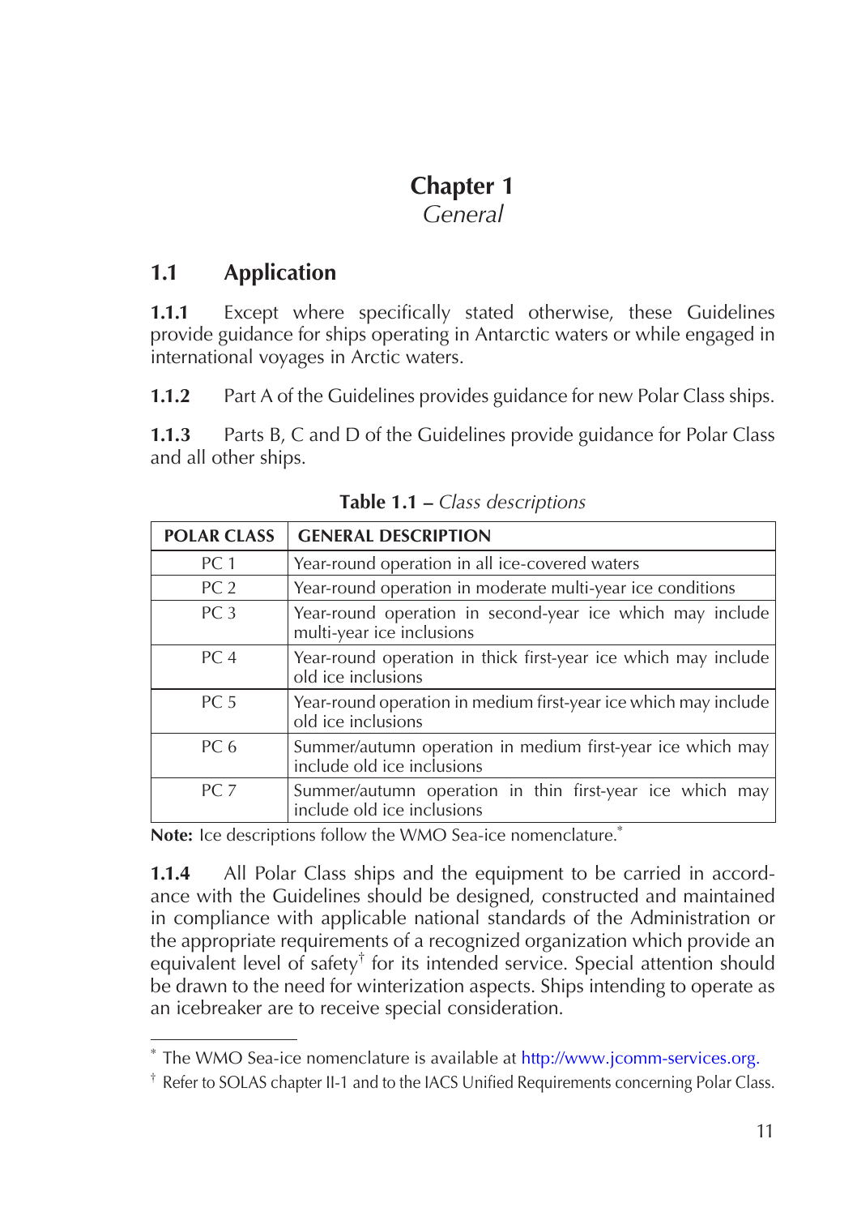# Chapter 1

*General*

## 1.1 Application

**1.1.1** Except where specifically stated otherwise, these Guidelines provide guidance for ships operating in Antarctic waters or while engaged in international voyages in Arctic waters.

**1.1.2** Part A of the Guidelines provides guidance for new Polar Class ships.

**1.1.3** Parts B, C and D of the Guidelines provide guidance for Polar Class and all other ships.

**Table 1.1 –** *Class descriptions*

| POLAR CLASS | GENERAL DESCRIPTION |
|---|---|
| PC 1 | Year-round operation in all ice-covered waters |
| PC 2 | Year-round operation in moderate multi-year ice conditions |
| PC 3 | Year-round operation in second-year ice which may include multi-year ice inclusions |
| PC 4 | Year-round operation in thick first-year ice which may include old ice inclusions |
| PC 5 | Year-round operation in medium first-year ice which may include old ice inclusions |
| PC 6 | Summer/autumn operation in medium first-year ice which may include old ice inclusions |
| PC 7 | Summer/autumn operation in thin first-year ice which may include old ice inclusions |

**Note:** Ice descriptions follow the WMO Sea-ice nomenclature.*

**1.1.4** All Polar Class ships and the equipment to be carried in accordance with the Guidelines should be designed, constructed and maintained in compliance with applicable national standards of the Administration or the appropriate requirements of a recognized organization which provide an equivalent level of safety† for its intended service. Special attention should be drawn to the need for winterization aspects. Ships intending to operate as an icebreaker are to receive special consideration.

---

* The WMO Sea-ice nomenclature is available at http://www.jcomm-services.org.

† Refer to SOLAS chapter II-1 and to the IACS Unified Requirements concerning Polar Class.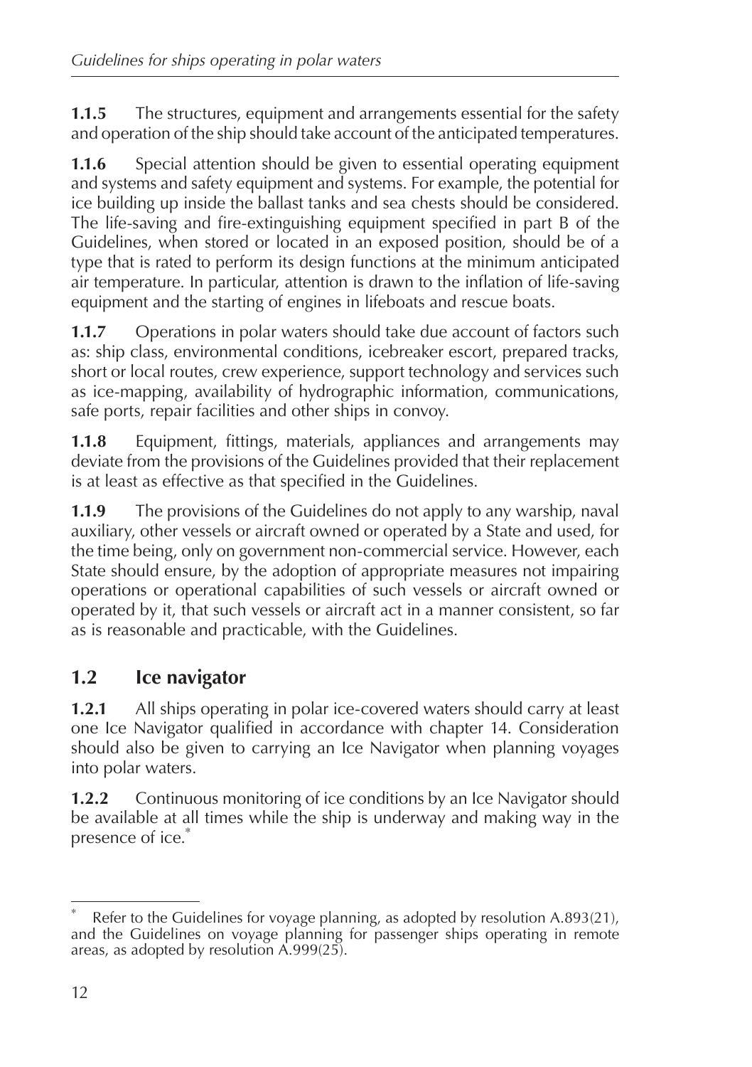**1.1.5** The structures, equipment and arrangements essential for the safety and operation of the ship should take account of the anticipated temperatures.

**1.1.6** Special attention should be given to essential operating equipment and systems and safety equipment and systems. For example, the potential for ice building up inside the ballast tanks and sea chests should be considered. The life-saving and fire-extinguishing equipment specified in part B of the Guidelines, when stored or located in an exposed position, should be of a type that is rated to perform its design functions at the minimum anticipated air temperature. In particular, attention is drawn to the inflation of life-saving equipment and the starting of engines in lifeboats and rescue boats.

**1.1.7** Operations in polar waters should take due account of factors such as: ship class, environmental conditions, icebreaker escort, prepared tracks, short or local routes, crew experience, support technology and services such as ice-mapping, availability of hydrographic information, communications, safe ports, repair facilities and other ships in convoy.

**1.1.8** Equipment, fittings, materials, appliances and arrangements may deviate from the provisions of the Guidelines provided that their replacement is at least as effective as that specified in the Guidelines.

**1.1.9** The provisions of the Guidelines do not apply to any warship, naval auxiliary, other vessels or aircraft owned or operated by a State and used, for the time being, only on government non-commercial service. However, each State should ensure, by the adoption of appropriate measures not impairing operations or operational capabilities of such vessels or aircraft owned or operated by it, that such vessels or aircraft act in a manner consistent, so far as is reasonable and practicable, with the Guidelines.

## 1.2 Ice navigator

**1.2.1** All ships operating in polar ice-covered waters should carry at least one Ice Navigator qualified in accordance with chapter 14. Consideration should also be given to carrying an Ice Navigator when planning voyages into polar waters.

**1.2.2** Continuous monitoring of ice conditions by an Ice Navigator should be available at all times while the ship is underway and making way in the presence of ice.*

---

* Refer to the Guidelines for voyage planning, as adopted by resolution A.893(21), and the Guidelines on voyage planning for passenger ships operating in remote areas, as adopted by resolution A.999(25).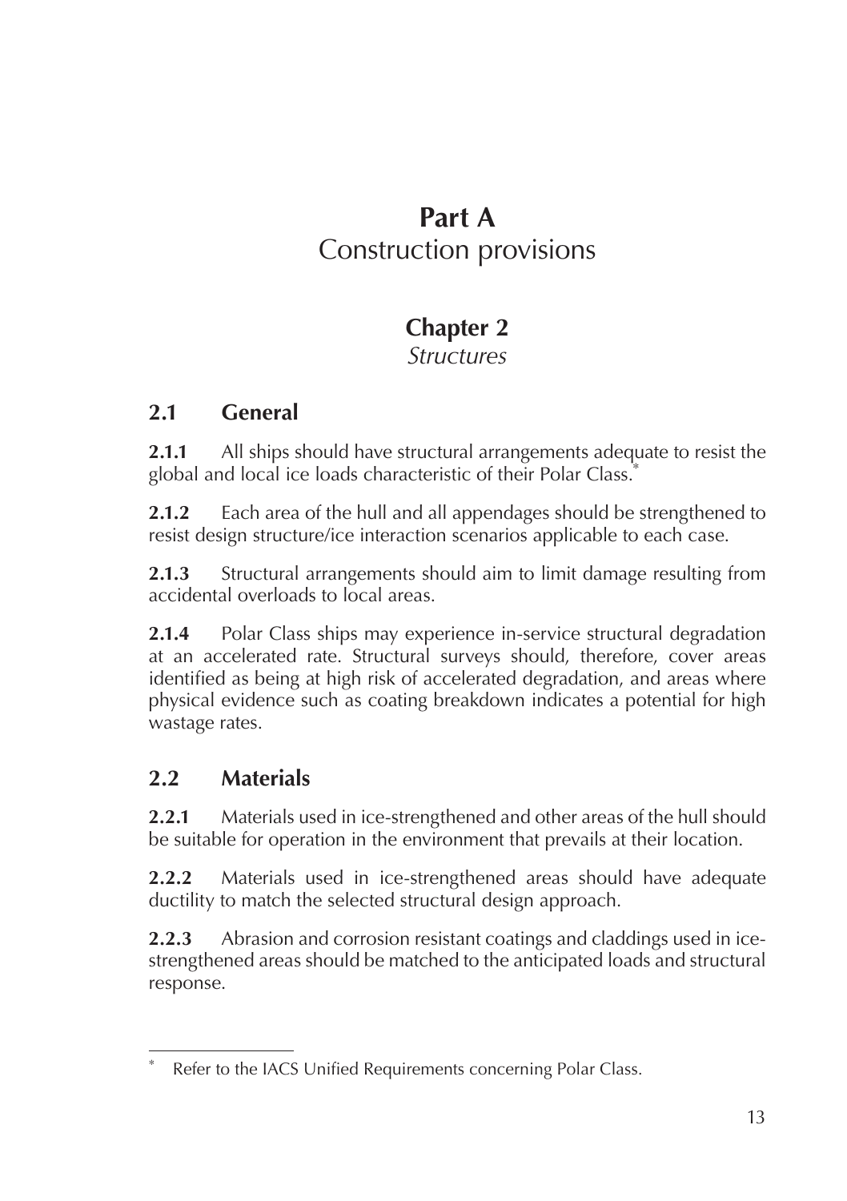# Part A
Construction provisions

## Chapter 2
*Structures*

### 2.1 General

**2.1.1** All ships should have structural arrangements adequate to resist the global and local ice loads characteristic of their Polar Class.*

**2.1.2** Each area of the hull and all appendages should be strengthened to resist design structure/ice interaction scenarios applicable to each case.

**2.1.3** Structural arrangements should aim to limit damage resulting from accidental overloads to local areas.

**2.1.4** Polar Class ships may experience in-service structural degradation at an accelerated rate. Structural surveys should, therefore, cover areas identified as being at high risk of accelerated degradation, and areas where physical evidence such as coating breakdown indicates a potential for high wastage rates.

### 2.2 Materials

**2.2.1** Materials used in ice-strengthened and other areas of the hull should be suitable for operation in the environment that prevails at their location.

**2.2.2** Materials used in ice-strengthened areas should have adequate ductility to match the selected structural design approach.

**2.2.3** Abrasion and corrosion resistant coatings and claddings used in ice-strengthened areas should be matched to the anticipated loads and structural response.

---

* Refer to the IACS Unified Requirements concerning Polar Class.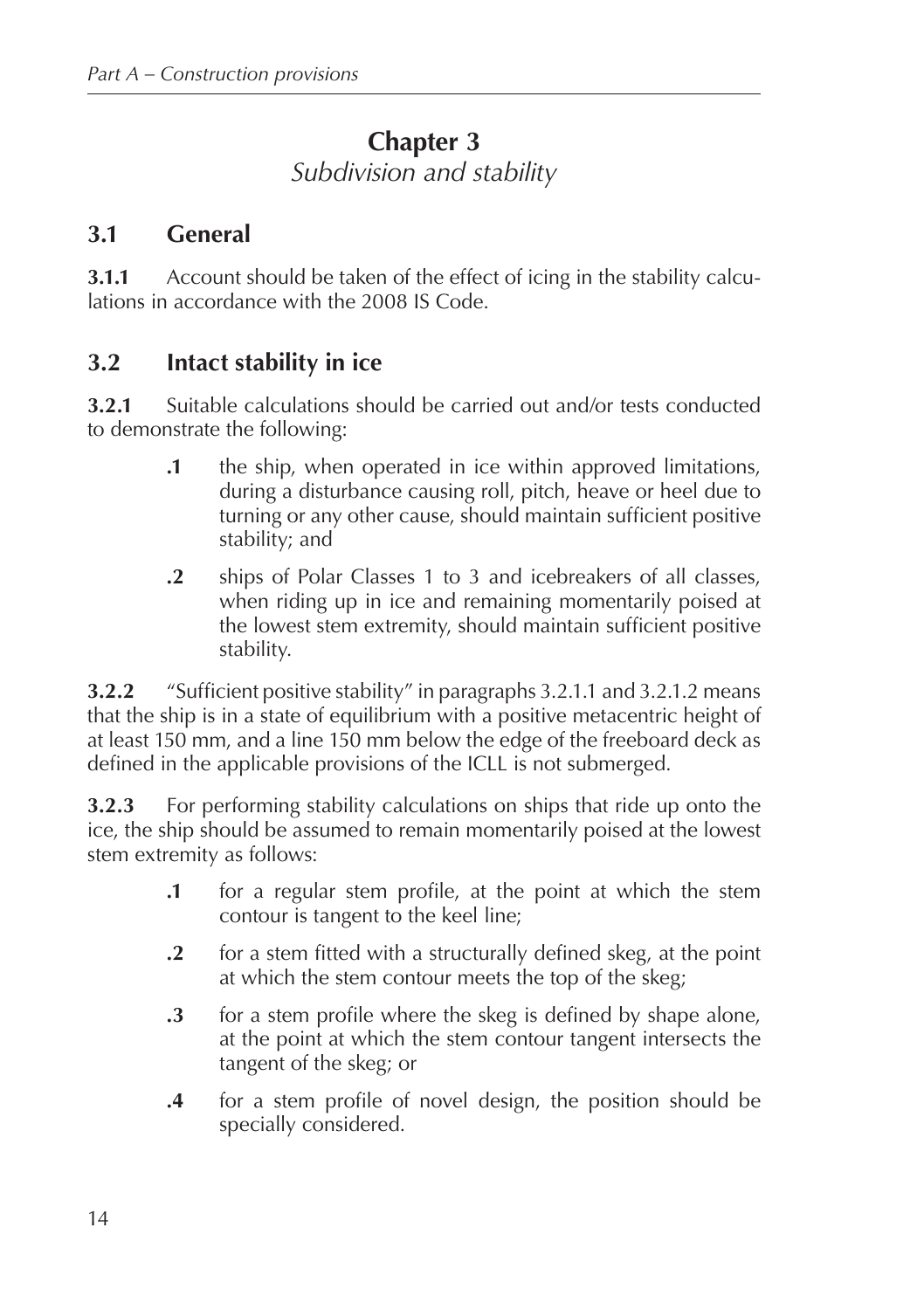# Chapter 3

*Subdivision and stability*

## 3.1 General

**3.1.1** Account should be taken of the effect of icing in the stability calculations in accordance with the 2008 IS Code.

## 3.2 Intact stability in ice

**3.2.1** Suitable calculations should be carried out and/or tests conducted to demonstrate the following:

- **.1** the ship, when operated in ice within approved limitations, during a disturbance causing roll, pitch, heave or heel due to turning or any other cause, should maintain sufficient positive stability; and
- **.2** ships of Polar Classes 1 to 3 and icebreakers of all classes, when riding up in ice and remaining momentarily poised at the lowest stem extremity, should maintain sufficient positive stability.

**3.2.2** "Sufficient positive stability" in paragraphs 3.2.1.1 and 3.2.1.2 means that the ship is in a state of equilibrium with a positive metacentric height of at least 150 mm, and a line 150 mm below the edge of the freeboard deck as defined in the applicable provisions of the ICLL is not submerged.

**3.2.3** For performing stability calculations on ships that ride up onto the ice, the ship should be assumed to remain momentarily poised at the lowest stem extremity as follows:

- **.1** for a regular stem profile, at the point at which the stem contour is tangent to the keel line;
- **.2** for a stem fitted with a structurally defined skeg, at the point at which the stem contour meets the top of the skeg;
- **.3** for a stem profile where the skeg is defined by shape alone, at the point at which the stem contour tangent intersects the tangent of the skeg; or
- **.4** for a stem profile of novel design, the position should be specially considered.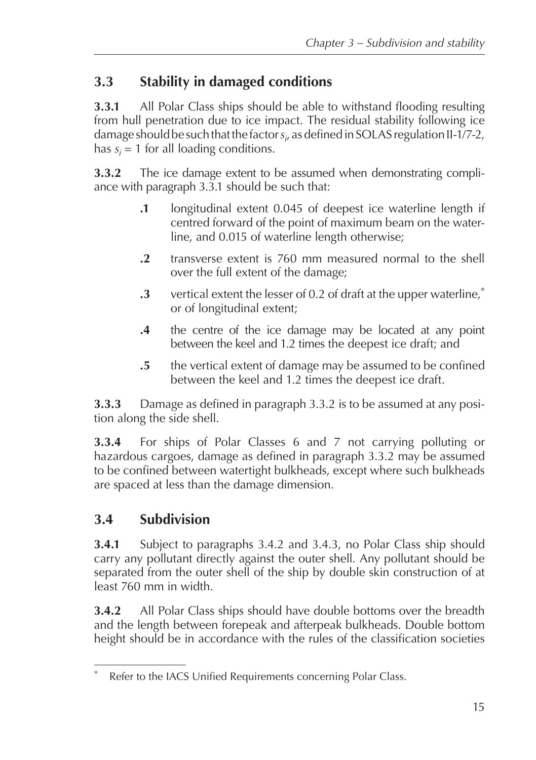## 3.3 Stability in damaged conditions

**3.3.1** All Polar Class ships should be able to withstand flooding resulting from hull penetration due to ice impact. The residual stability following ice damage should be such that the factor $s_i$, as defined in SOLAS regulation II-1/7-2, has $s_i = 1$ for all loading conditions.

**3.3.2** The ice damage extent to be assumed when demonstrating compliance with paragraph 3.3.1 should be such that:

- **.1** longitudinal extent 0.045 of deepest ice waterline length if centred forward of the point of maximum beam on the waterline, and 0.015 of waterline length otherwise;
- **.2** transverse extent is 760 mm measured normal to the shell over the full extent of the damage;
- **.3** vertical extent the lesser of 0.2 of draft at the upper waterline,* or of longitudinal extent;
- **.4** the centre of the ice damage may be located at any point between the keel and 1.2 times the deepest ice draft; and
- **.5** the vertical extent of damage may be assumed to be confined between the keel and 1.2 times the deepest ice draft.

**3.3.3** Damage as defined in paragraph 3.3.2 is to be assumed at any position along the side shell.

**3.3.4** For ships of Polar Classes 6 and 7 not carrying polluting or hazardous cargoes, damage as defined in paragraph 3.3.2 may be assumed to be confined between watertight bulkheads, except where such bulkheads are spaced at less than the damage dimension.

## 3.4 Subdivision

**3.4.1** Subject to paragraphs 3.4.2 and 3.4.3, no Polar Class ship should carry any pollutant directly against the outer shell. Any pollutant should be separated from the outer shell of the ship by double skin construction of at least 760 mm in width.

**3.4.2** All Polar Class ships should have double bottoms over the breadth and the length between forepeak and afterpeak bulkheads. Double bottom height should be in accordance with the rules of the classification societies

---

\* Refer to the IACS Unified Requirements concerning Polar Class.